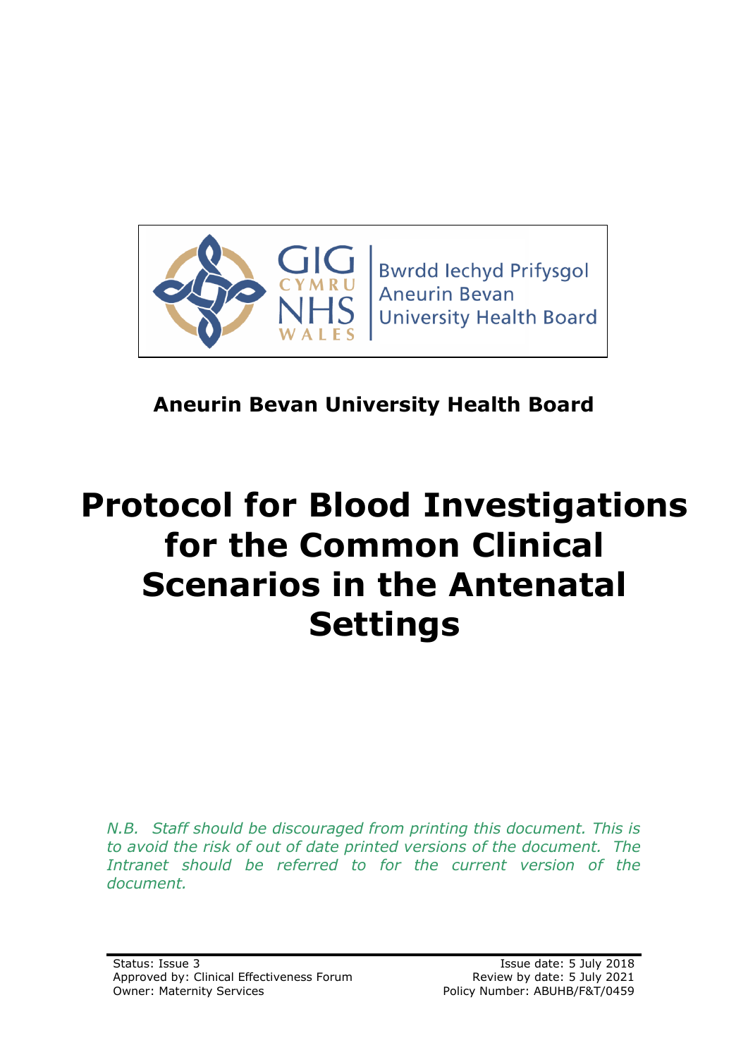GIG CYMRU NHS WALES | Bwrdd Iechyd Prifysgol Aneurin Bevan University Health Board

**Aneurin Bevan University Health Board**

# Protocol for Blood Investigations for the Common Clinical Scenarios in the Antenatal Settings

*N.B. Staff should be discouraged from printing this document. This is to avoid the risk of out of date printed versions of the document. The Intranet should be referred to for the current version of the document.*

Status: Issue 3
Approved by: Clinical Effectiveness Forum
Owner: Maternity Services

Issue date: 5 July 2018
Review by date: 5 July 2021
Policy Number: ABUHB/F&T/0459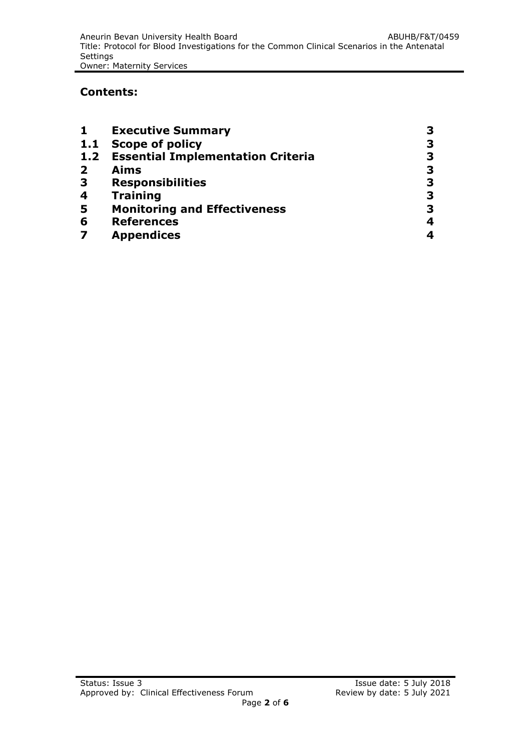## Contents:

| | | |
|---|---|---|
| **1** | **Executive Summary** | **3** |
| **1.1** | **Scope of policy** | **3** |
| **1.2** | **Essential Implementation Criteria** | **3** |
| **2** | **Aims** | **3** |
| **3** | **Responsibilities** | **3** |
| **4** | **Training** | **3** |
| **5** | **Monitoring and Effectiveness** | **3** |
| **6** | **References** | **4** |
| **7** | **Appendices** | **4** |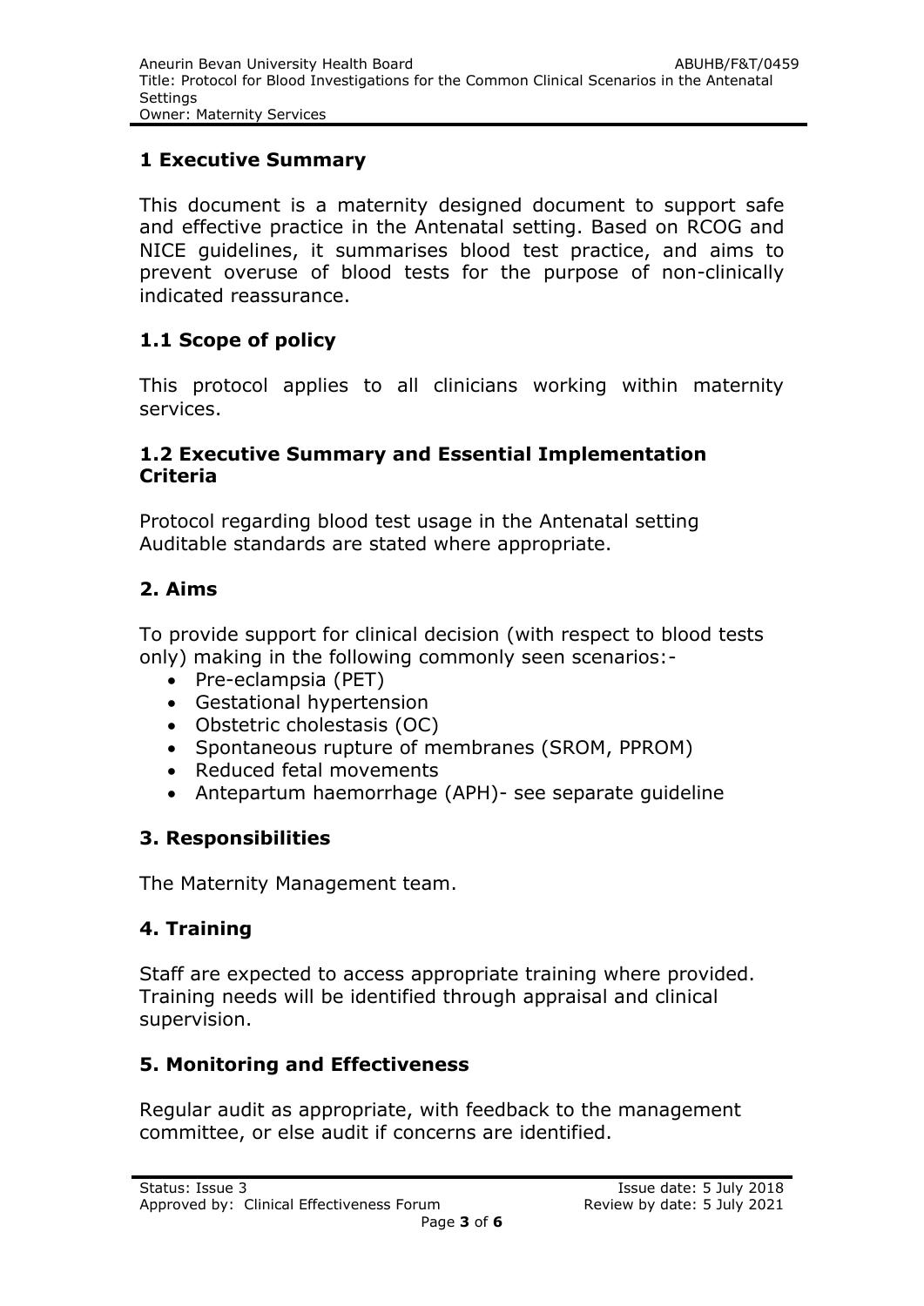## 1 Executive Summary

This document is a maternity designed document to support safe and effective practice in the Antenatal setting. Based on RCOG and NICE guidelines, it summarises blood test practice, and aims to prevent overuse of blood tests for the purpose of non-clinically indicated reassurance.

### 1.1 Scope of policy

This protocol applies to all clinicians working within maternity services.

### 1.2 Executive Summary and Essential Implementation Criteria

Protocol regarding blood test usage in the Antenatal setting
Auditable standards are stated where appropriate.

## 2. Aims

To provide support for clinical decision (with respect to blood tests only) making in the following commonly seen scenarios:-

- Pre-eclampsia (PET)
- Gestational hypertension
- Obstetric cholestasis (OC)
- Spontaneous rupture of membranes (SROM, PPROM)
- Reduced fetal movements
- Antepartum haemorrhage (APH)- see separate guideline

## 3. Responsibilities

The Maternity Management team.

## 4. Training

Staff are expected to access appropriate training where provided. Training needs will be identified through appraisal and clinical supervision.

## 5. Monitoring and Effectiveness

Regular audit as appropriate, with feedback to the management committee, or else audit if concerns are identified.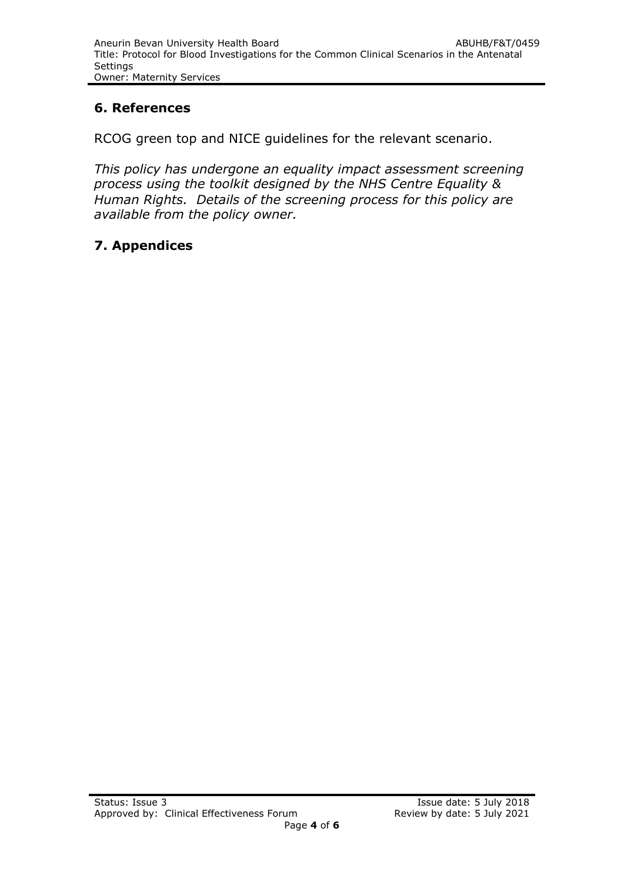## 6. References

RCOG green top and NICE guidelines for the relevant scenario.

*This policy has undergone an equality impact assessment screening process using the toolkit designed by the NHS Centre Equality & Human Rights. Details of the screening process for this policy are available from the policy owner.*

## 7. Appendices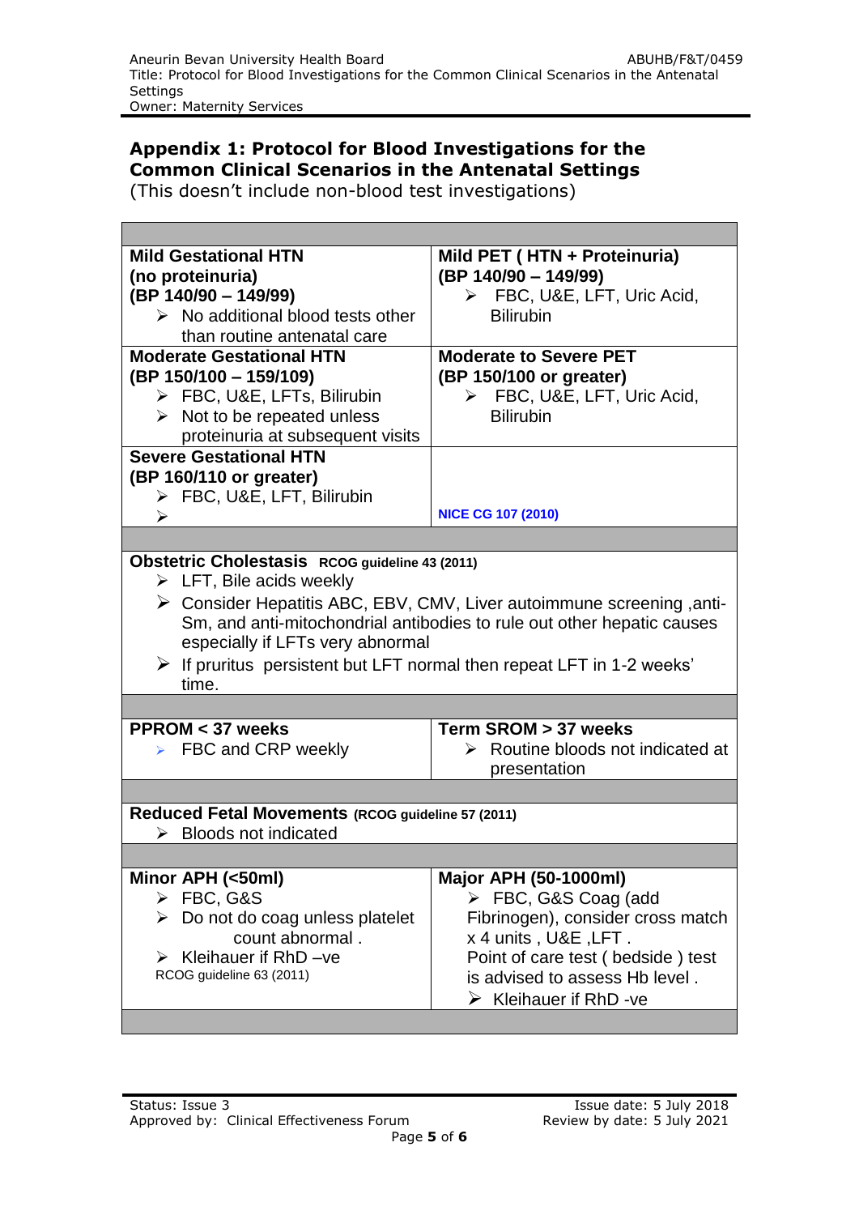## Appendix 1: Protocol for Blood Investigations for the Common Clinical Scenarios in the Antenatal Settings

(This doesn't include non-blood test investigations)

| | |
|---|---|
| **Mild Gestational HTN (no proteinuria) (BP 140/90 – 149/99)**<br>➢ No additional blood tests other than routine antenatal care | **Mild PET ( HTN + Proteinuria) (BP 140/90 – 149/99)**<br>➢ FBC, U&E, LFT, Uric Acid, Bilirubin |
| **Moderate Gestational HTN (BP 150/100 – 159/109)**<br>➢ FBC, U&E, LFTs, Bilirubin<br>➢ Not to be repeated unless proteinuria at subsequent visits | **Moderate to Severe PET (BP 150/100 or greater)**<br>➢ FBC, U&E, LFT, Uric Acid, Bilirubin |
| **Severe Gestational HTN (BP 160/110 or greater)**<br>➢ FBC, U&E, LFT, Bilirubin<br>➢ | **NICE CG 107 (2010)** |
| | |
| **Obstetric Cholestasis** **RCOG guideline 43 (2011)**<br>➢ LFT, Bile acids weekly<br>➢ Consider Hepatitis ABC, EBV, CMV, Liver autoimmune screening ,anti-Sm, and anti-mitochondrial antibodies to rule out other hepatic causes especially if LFTs very abnormal<br>➢ If pruritus persistent but LFT normal then repeat LFT in 1-2 weeks' time. | |
| | |
| **PPROM < 37 weeks**<br>➢ FBC and CRP weekly | **Term SROM > 37 weeks**<br>➢ Routine bloods not indicated at presentation |
| | |
| **Reduced Fetal Movements** **(RCOG guideline 57 (2011)**<br>➢ Bloods not indicated | |
| | |
| **Minor APH (<50ml)**<br>➢ FBC, G&S<br>➢ Do not do coag unless platelet count abnormal .<br>➢ Kleihauer if RhD –ve<br>RCOG guideline 63 (2011) | **Major APH (50-1000ml)**<br>➢ FBC, G&S Coag (add Fibrinogen), consider cross match x 4 units , U&E ,LFT . Point of care test ( bedside ) test is advised to assess Hb level .<br>➢ Kleihauer if RhD -ve |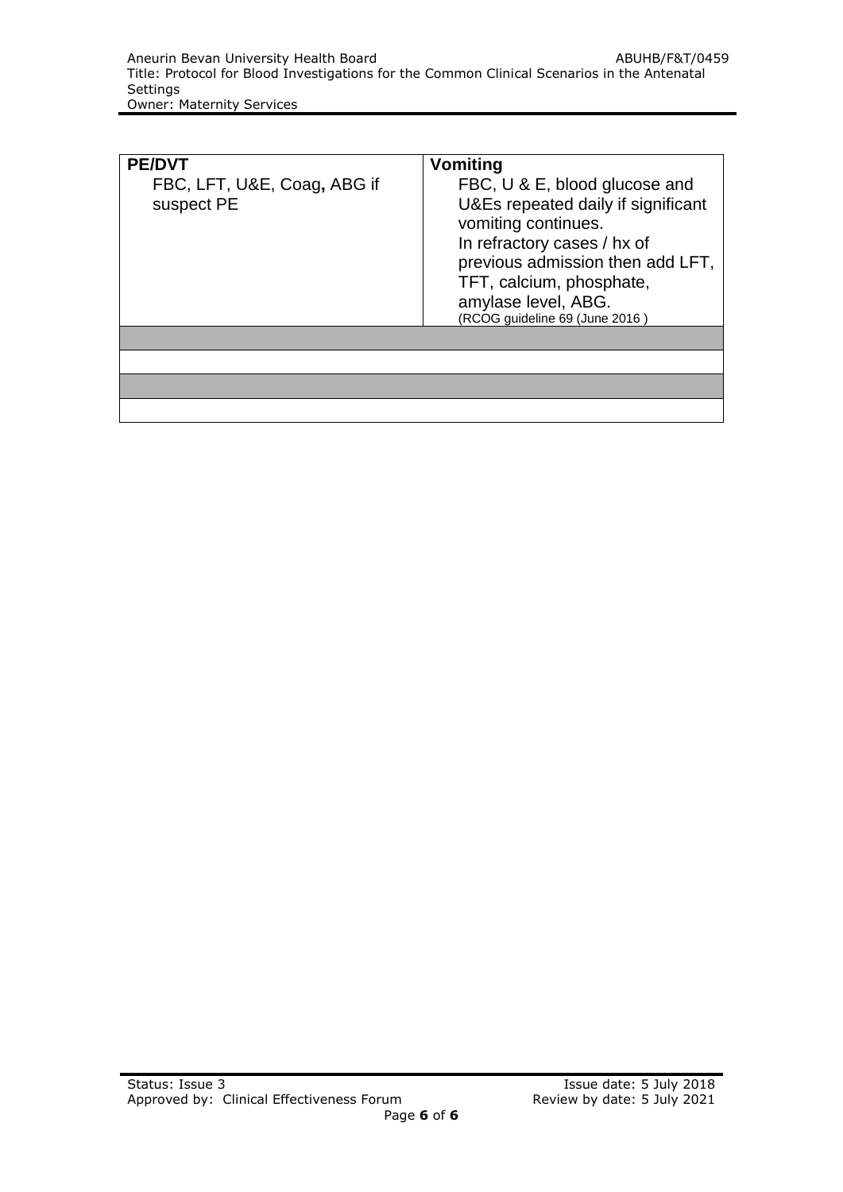| | |
|---|---|
| **PE/DVT**<br>FBC, LFT, U&E, Coag**,** ABG if suspect PE | **Vomiting**<br>FBC, U & E, blood glucose and U&Es repeated daily if significant vomiting continues.<br>In refractory cases / hx of previous admission then add LFT, TFT, calcium, phosphate, amylase level, ABG.<br>(RCOG guideline 69 (June 2016 ) |
| | |
| | |
| | |
| | |